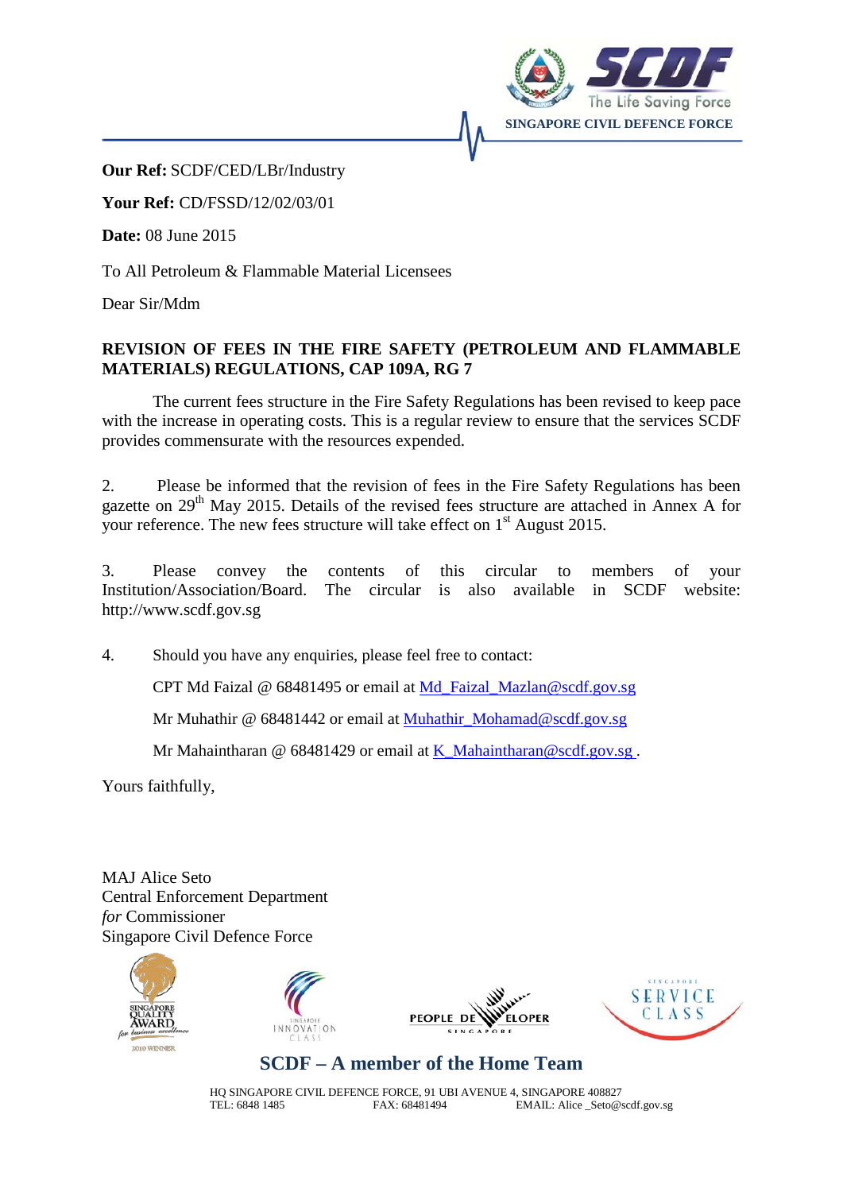SINGAPORE CIVIL DEFENCE FORCE

**Our Ref:** SCDF/CED/LBr/Industry

**Your Ref:** CD/FSSD/12/02/03/01

**Date:** 08 June 2015

To All Petroleum & Flammable Material Licensees

Dear Sir/Mdm

**REVISION OF FEES IN THE FIRE SAFETY (PETROLEUM AND FLAMMABLE MATERIALS) REGULATIONS, CAP 109A, RG 7**

The current fees structure in the Fire Safety Regulations has been revised to keep pace with the increase in operating costs. This is a regular review to ensure that the services SCDF provides commensurate with the resources expended.

2. Please be informed that the revision of fees in the Fire Safety Regulations has been gazette on 29th May 2015. Details of the revised fees structure are attached in Annex A for your reference. The new fees structure will take effect on 1st August 2015.

3. Please convey the contents of this circular to members of your Institution/Association/Board. The circular is also available in SCDF website: http://www.scdf.gov.sg

4. Should you have any enquiries, please feel free to contact:

CPT Md Faizal @ 68481495 or email at Md_Faizal_Mazlan@scdf.gov.sg

Mr Muhathir @ 68481442 or email at Muhathir_Mohamad@scdf.gov.sg

Mr Mahaintharan @ 68481429 or email at K_Mahaintharan@scdf.gov.sg .

Yours faithfully,

MAJ Alice Seto
Central Enforcement Department
*for* Commissioner
Singapore Civil Defence Force

**SCDF – A member of the Home Team**

HQ SINGAPORE CIVIL DEFENCE FORCE, 91 UBI AVENUE 4, SINGAPORE 408827
TEL: 6848 1485 FAX: 68481494 EMAIL: Alice _Seto@scdf.gov.sg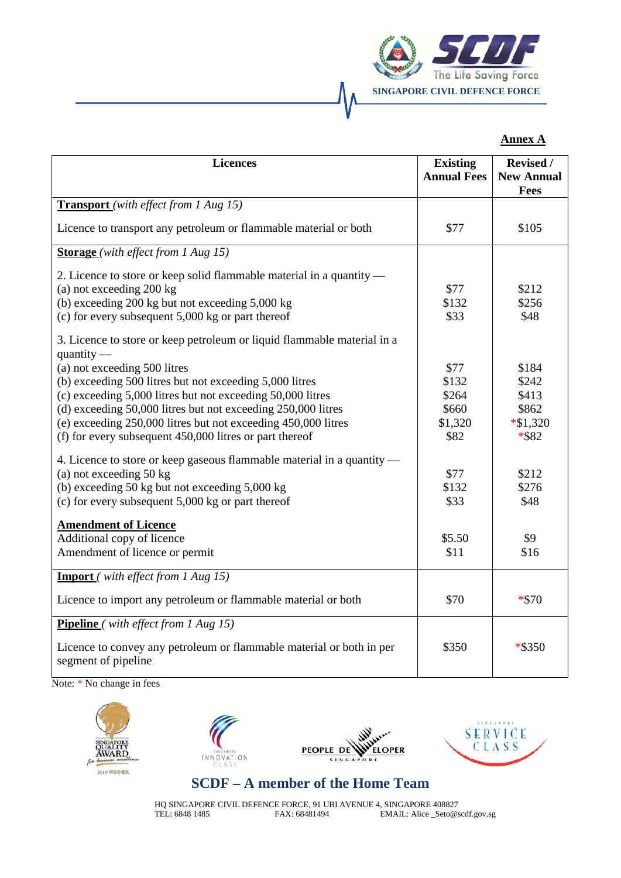**Annex A**

| Licences | Existing Annual Fees | Revised / New Annual Fees |
|---|---|---|
| **Transport** *(with effect from 1 Aug 15)* | | |
| Licence to transport any petroleum or flammable material or both | $77 | $105 |
| **Storage** *(with effect from 1 Aug 15)* | | |
| 2. Licence to store or keep solid flammable material in a quantity — | | |
| (a) not exceeding 200 kg | $77 | $212 |
| (b) exceeding 200 kg but not exceeding 5,000 kg | $132 | $256 |
| (c) for every subsequent 5,000 kg or part thereof | $33 | $48 |
| 3. Licence to store or keep petroleum or liquid flammable material in a quantity — | | |
| (a) not exceeding 500 litres | $77 | $184 |
| (b) exceeding 500 litres but not exceeding 5,000 litres | $132 | $242 |
| (c) exceeding 5,000 litres but not exceeding 50,000 litres | $264 | $413 |
| (d) exceeding 50,000 litres but not exceeding 250,000 litres | $660 | $862 |
| (e) exceeding 250,000 litres but not exceeding 450,000 litres | $1,320 | *$1,320 |
| (f) for every subsequent 450,000 litres or part thereof | $82 | *$82 |
| 4. Licence to store or keep gaseous flammable material in a quantity — | | |
| (a) not exceeding 50 kg | $77 | $212 |
| (b) exceeding 50 kg but not exceeding 5,000 kg | $132 | $276 |
| (c) for every subsequent 5,000 kg or part thereof | $33 | $48 |
| **Amendment of Licence** | | |
| Additional copy of licence | $5.50 | $9 |
| Amendment of licence or permit | $11 | $16 |
| **Import** *( with effect from 1 Aug 15)* | | |
| Licence to import any petroleum or flammable material or both | $70 | *$70 |
| **Pipeline** *( with effect from 1 Aug 15)* | | |
| Licence to convey any petroleum or flammable material or both in per segment of pipeline | $350 | *$350 |

Note: * No change in fees